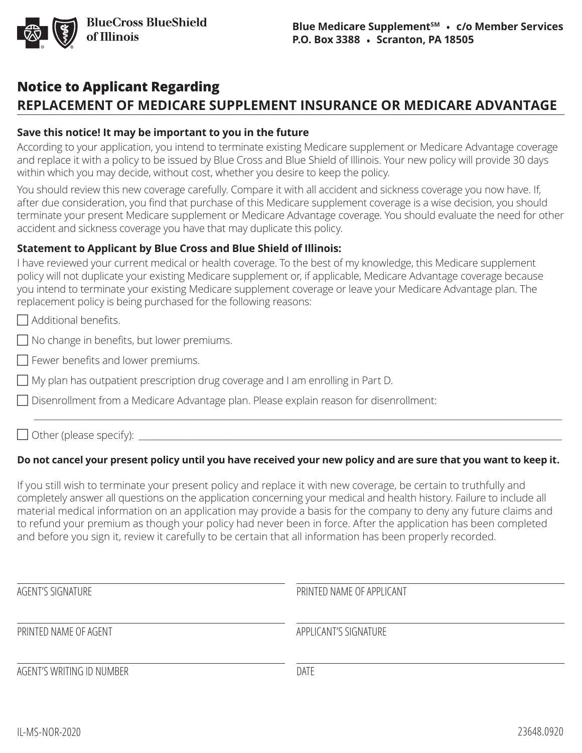BlueCross BlueShield of Illinois

**Blue Medicare Supplement℠ • c/o Member Services**
**P.O. Box 3388 • Scranton, PA 18505**

## Notice to Applicant Regarding
## REPLACEMENT OF MEDICARE SUPPLEMENT INSURANCE OR MEDICARE ADVANTAGE

**Save this notice! It may be important to you in the future**

According to your application, you intend to terminate existing Medicare supplement or Medicare Advantage coverage and replace it with a policy to be issued by Blue Cross and Blue Shield of Illinois. Your new policy will provide 30 days within which you may decide, without cost, whether you desire to keep the policy.

You should review this new coverage carefully. Compare it with all accident and sickness coverage you now have. If, after due consideration, you find that purchase of this Medicare supplement coverage is a wise decision, you should terminate your present Medicare supplement or Medicare Advantage coverage. You should evaluate the need for other accident and sickness coverage you have that may duplicate this policy.

**Statement to Applicant by Blue Cross and Blue Shield of Illinois:**

I have reviewed your current medical or health coverage. To the best of my knowledge, this Medicare supplement policy will not duplicate your existing Medicare supplement or, if applicable, Medicare Advantage coverage because you intend to terminate your existing Medicare supplement coverage or leave your Medicare Advantage plan. The replacement policy is being purchased for the following reasons:

- ☐ Additional benefits.
- ☐ No change in benefits, but lower premiums.
- ☐ Fewer benefits and lower premiums.
- ☐ My plan has outpatient prescription drug coverage and I am enrolling in Part D.
- ☐ Disenrollment from a Medicare Advantage plan. Please explain reason for disenrollment:

  ______________________________________________________________________________

- ☐ Other (please specify): ______________________________________________________

**Do not cancel your present policy until you have received your new policy and are sure that you want to keep it.**

If you still wish to terminate your present policy and replace it with new coverage, be certain to truthfully and completely answer all questions on the application concerning your medical and health history. Failure to include all material medical information on an application may provide a basis for the company to deny any future claims and to refund your premium as though your policy had never been in force. After the application has been completed and before you sign it, review it carefully to be certain that all information has been properly recorded.

| | |
|---|---|
| AGENT'S SIGNATURE | PRINTED NAME OF APPLICANT |
| PRINTED NAME OF AGENT | APPLICANT'S SIGNATURE |
| AGENT'S WRITING ID NUMBER | DATE |

IL-MS-NOR-2020 23648.0920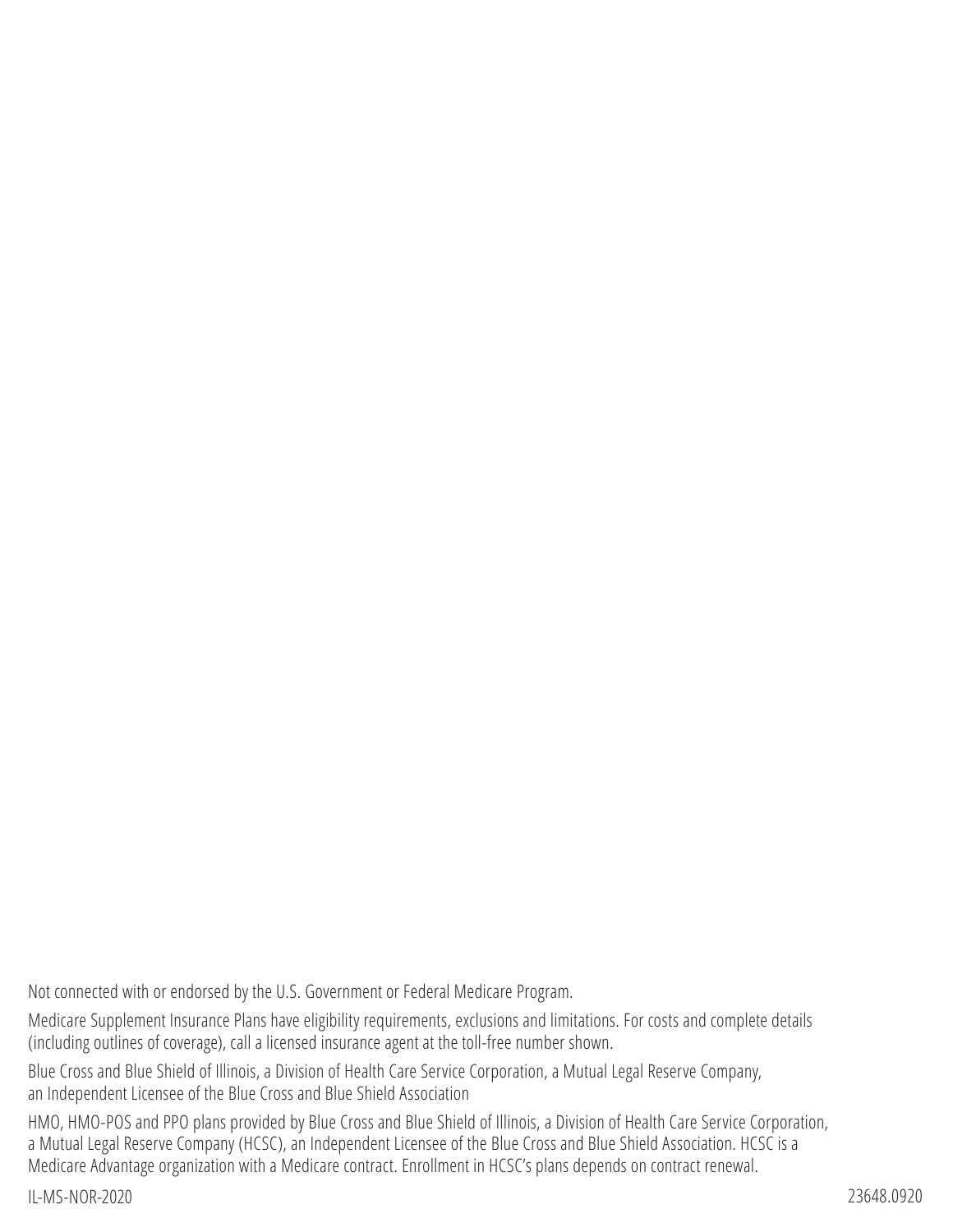Not connected with or endorsed by the U.S. Government or Federal Medicare Program.

Medicare Supplement Insurance Plans have eligibility requirements, exclusions and limitations. For costs and complete details (including outlines of coverage), call a licensed insurance agent at the toll-free number shown.

Blue Cross and Blue Shield of Illinois, a Division of Health Care Service Corporation, a Mutual Legal Reserve Company, an Independent Licensee of the Blue Cross and Blue Shield Association

HMO, HMO-POS and PPO plans provided by Blue Cross and Blue Shield of Illinois, a Division of Health Care Service Corporation, a Mutual Legal Reserve Company (HCSC), an Independent Licensee of the Blue Cross and Blue Shield Association. HCSC is a Medicare Advantage organization with a Medicare contract. Enrollment in HCSC's plans depends on contract renewal.

IL-MS-NOR-2020

23648.0920